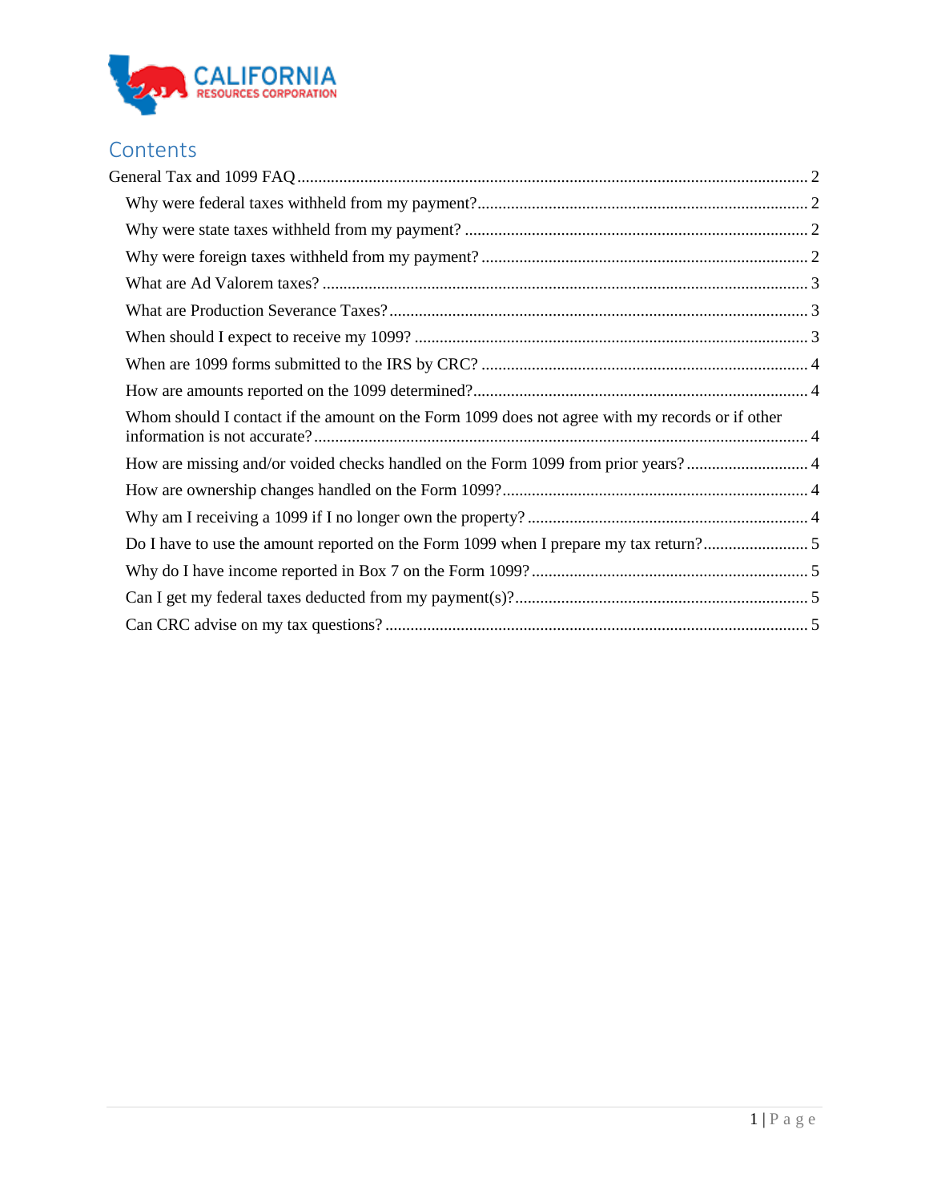# Contents

General Tax and 1099 FAQ ........................................................................................................ 2

- Why were federal taxes withheld from my payment? ........................................................ 2
- Why were state taxes withheld from my payment? ........................................................... 2
- Why were foreign taxes withheld from my payment? ........................................................ 2
- What are Ad Valorem taxes? .............................................................................................. 3
- What are Production Severance Taxes? ............................................................................. 3
- When should I expect to receive my 1099? ....................................................................... 3
- When are 1099 forms submitted to the IRS by CRC? ........................................................ 4
- How are amounts reported on the 1099 determined? ......................................................... 4
- Whom should I contact if the amount on the Form 1099 does not agree with my records or if other information is not accurate? ........................................................................................................ 4
- How are missing and/or voided checks handled on the Form 1099 from prior years? ............................ 4
- How are ownership changes handled on the Form 1099? .................................................. 4
- Why am I receiving a 1099 if I no longer own the property? ............................................. 4
- Do I have to use the amount reported on the Form 1099 when I prepare my tax return? ......................... 5
- Why do I have income reported in Box 7 on the Form 1099? ............................................ 5
- Can I get my federal taxes deducted from my payment(s)? ................................................ 5
- Can CRC advise on my tax questions? ............................................................................... 5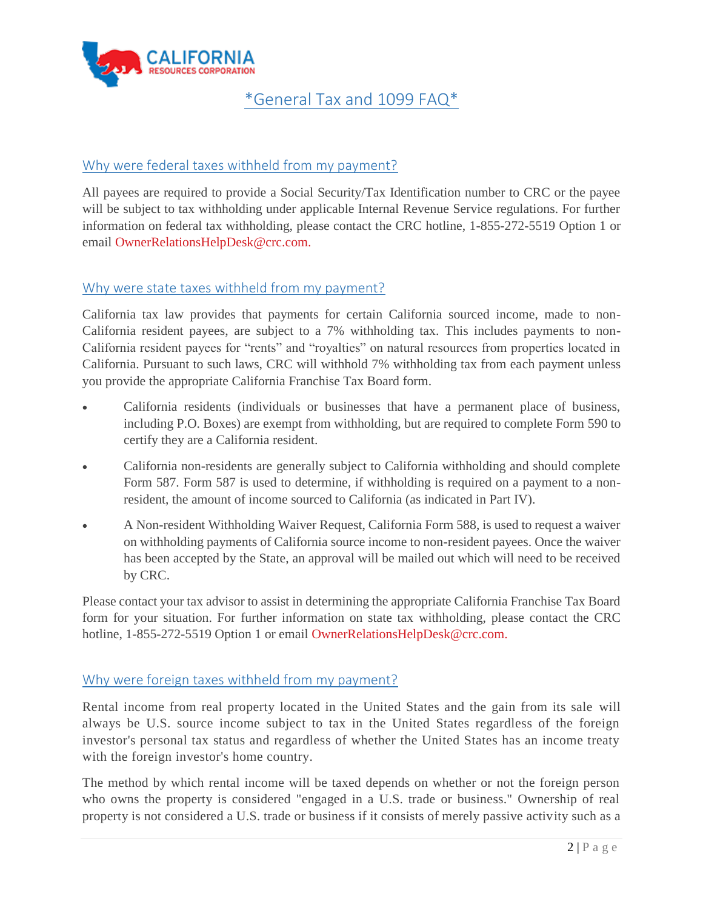# *General Tax and 1099 FAQ*

## Why were federal taxes withheld from my payment?

All payees are required to provide a Social Security/Tax Identification number to CRC or the payee will be subject to tax withholding under applicable Internal Revenue Service regulations. For further information on federal tax withholding, please contact the CRC hotline, 1-855-272-5519 Option 1 or email OwnerRelationsHelpDesk@crc.com.

## Why were state taxes withheld from my payment?

California tax law provides that payments for certain California sourced income, made to non-California resident payees, are subject to a 7% withholding tax. This includes payments to non-California resident payees for "rents" and "royalties" on natural resources from properties located in California. Pursuant to such laws, CRC will withhold 7% withholding tax from each payment unless you provide the appropriate California Franchise Tax Board form.

- California residents (individuals or businesses that have a permanent place of business, including P.O. Boxes) are exempt from withholding, but are required to complete Form 590 to certify they are a California resident.
- California non-residents are generally subject to California withholding and should complete Form 587. Form 587 is used to determine, if withholding is required on a payment to a non-resident, the amount of income sourced to California (as indicated in Part IV).
- A Non-resident Withholding Waiver Request, California Form 588, is used to request a waiver on withholding payments of California source income to non-resident payees. Once the waiver has been accepted by the State, an approval will be mailed out which will need to be received by CRC.

Please contact your tax advisor to assist in determining the appropriate California Franchise Tax Board form for your situation. For further information on state tax withholding, please contact the CRC hotline, 1-855-272-5519 Option 1 or email OwnerRelationsHelpDesk@crc.com.

## Why were foreign taxes withheld from my payment?

Rental income from real property located in the United States and the gain from its sale will always be U.S. source income subject to tax in the United States regardless of the foreign investor's personal tax status and regardless of whether the United States has an income treaty with the foreign investor's home country.

The method by which rental income will be taxed depends on whether or not the foreign person who owns the property is considered "engaged in a U.S. trade or business." Ownership of real property is not considered a U.S. trade or business if it consists of merely passive activity such as a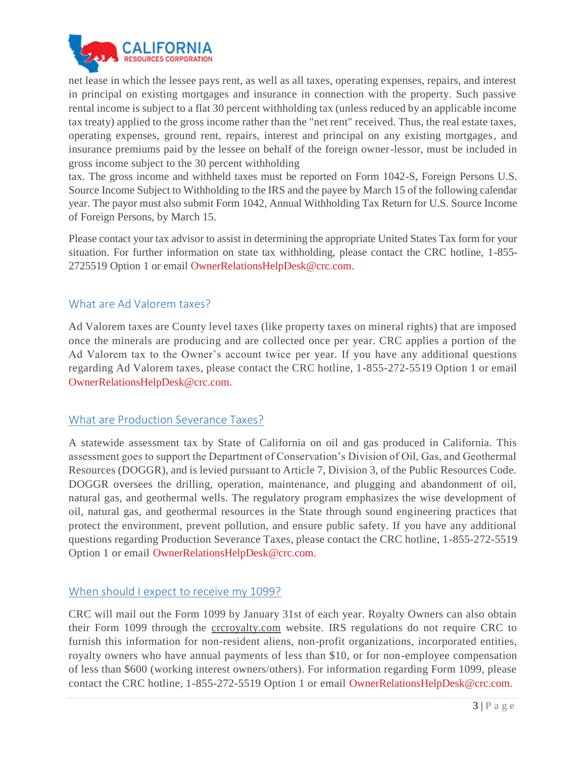net lease in which the lessee pays rent, as well as all taxes, operating expenses, repairs, and interest in principal on existing mortgages and insurance in connection with the property. Such passive rental income is subject to a flat 30 percent withholding tax (unless reduced by an applicable income tax treaty) applied to the gross income rather than the "net rent" received. Thus, the real estate taxes, operating expenses, ground rent, repairs, interest and principal on any existing mortgages, and insurance premiums paid by the lessee on behalf of the foreign owner-lessor, must be included in gross income subject to the 30 percent withholding
tax. The gross income and withheld taxes must be reported on Form 1042-S, Foreign Persons U.S. Source Income Subject to Withholding to the IRS and the payee by March 15 of the following calendar year. The payor must also submit Form 1042, Annual Withholding Tax Return for U.S. Source Income of Foreign Persons, by March 15.

Please contact your tax advisor to assist in determining the appropriate United States Tax form for your situation. For further information on state tax withholding, please contact the CRC hotline, 1-855-2725519 Option 1 or email OwnerRelationsHelpDesk@crc.com.

## What are Ad Valorem taxes?

Ad Valorem taxes are County level taxes (like property taxes on mineral rights) that are imposed once the minerals are producing and are collected once per year. CRC applies a portion of the Ad Valorem tax to the Owner's account twice per year. If you have any additional questions regarding Ad Valorem taxes, please contact the CRC hotline, 1-855-272-5519 Option 1 or email OwnerRelationsHelpDesk@crc.com.

## What are Production Severance Taxes?

A statewide assessment tax by State of California on oil and gas produced in California. This assessment goes to support the Department of Conservation's Division of Oil, Gas, and Geothermal Resources (DOGGR), and is levied pursuant to Article 7, Division 3, of the Public Resources Code. DOGGR oversees the drilling, operation, maintenance, and plugging and abandonment of oil, natural gas, and geothermal wells. The regulatory program emphasizes the wise development of oil, natural gas, and geothermal resources in the State through sound engineering practices that protect the environment, prevent pollution, and ensure public safety. If you have any additional questions regarding Production Severance Taxes, please contact the CRC hotline, 1-855-272-5519 Option 1 or email OwnerRelationsHelpDesk@crc.com.

## When should I expect to receive my 1099?

CRC will mail out the Form 1099 by January 31st of each year. Royalty Owners can also obtain their Form 1099 through the crcroyalty.com website. IRS regulations do not require CRC to furnish this information for non-resident aliens, non-profit organizations, incorporated entities, royalty owners who have annual payments of less than $10, or for non-employee compensation of less than $600 (working interest owners/others). For information regarding Form 1099, please contact the CRC hotline, 1-855-272-5519 Option 1 or email OwnerRelationsHelpDesk@crc.com.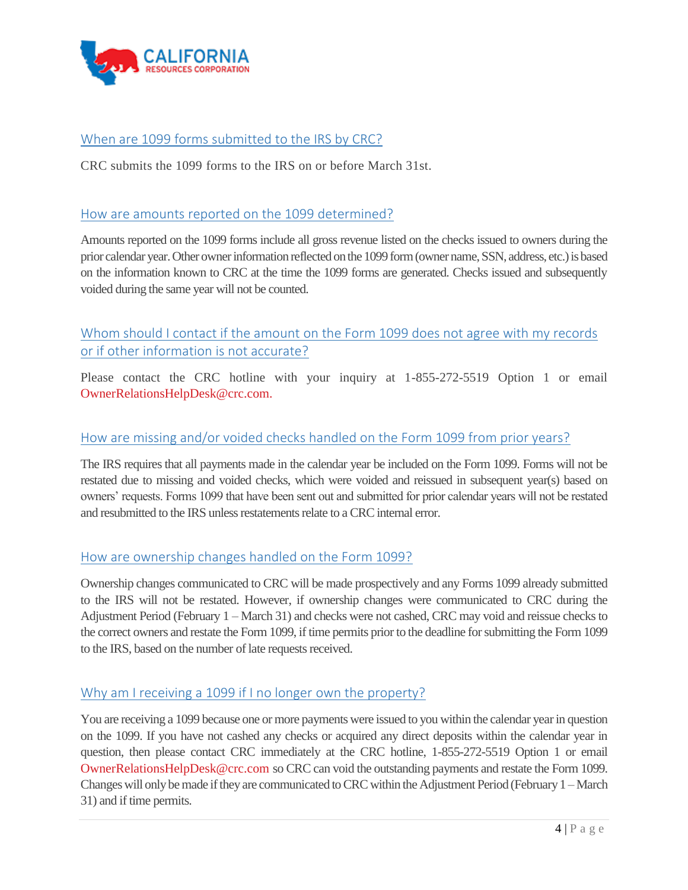## When are 1099 forms submitted to the IRS by CRC?

CRC submits the 1099 forms to the IRS on or before March 31st.

## How are amounts reported on the 1099 determined?

Amounts reported on the 1099 forms include all gross revenue listed on the checks issued to owners during the prior calendar year. Other owner information reflected on the 1099 form (owner name, SSN, address, etc.) is based on the information known to CRC at the time the 1099 forms are generated. Checks issued and subsequently voided during the same year will not be counted.

## Whom should I contact if the amount on the Form 1099 does not agree with my records or if other information is not accurate?

Please contact the CRC hotline with your inquiry at 1-855-272-5519 Option 1 or email OwnerRelationsHelpDesk@crc.com.

## How are missing and/or voided checks handled on the Form 1099 from prior years?

The IRS requires that all payments made in the calendar year be included on the Form 1099. Forms will not be restated due to missing and voided checks, which were voided and reissued in subsequent year(s) based on owners' requests. Forms 1099 that have been sent out and submitted for prior calendar years will not be restated and resubmitted to the IRS unless restatements relate to a CRC internal error.

## How are ownership changes handled on the Form 1099?

Ownership changes communicated to CRC will be made prospectively and any Forms 1099 already submitted to the IRS will not be restated. However, if ownership changes were communicated to CRC during the Adjustment Period (February 1 – March 31) and checks were not cashed, CRC may void and reissue checks to the correct owners and restate the Form 1099, if time permits prior to the deadline for submitting the Form 1099 to the IRS, based on the number of late requests received.

## Why am I receiving a 1099 if I no longer own the property?

You are receiving a 1099 because one or more payments were issued to you within the calendar year in question on the 1099. If you have not cashed any checks or acquired any direct deposits within the calendar year in question, then please contact CRC immediately at the CRC hotline, 1-855-272-5519 Option 1 or email OwnerRelationsHelpDesk@crc.com so CRC can void the outstanding payments and restate the Form 1099. Changes will only be made if they are communicated to CRC within the Adjustment Period (February 1 – March 31) and if time permits.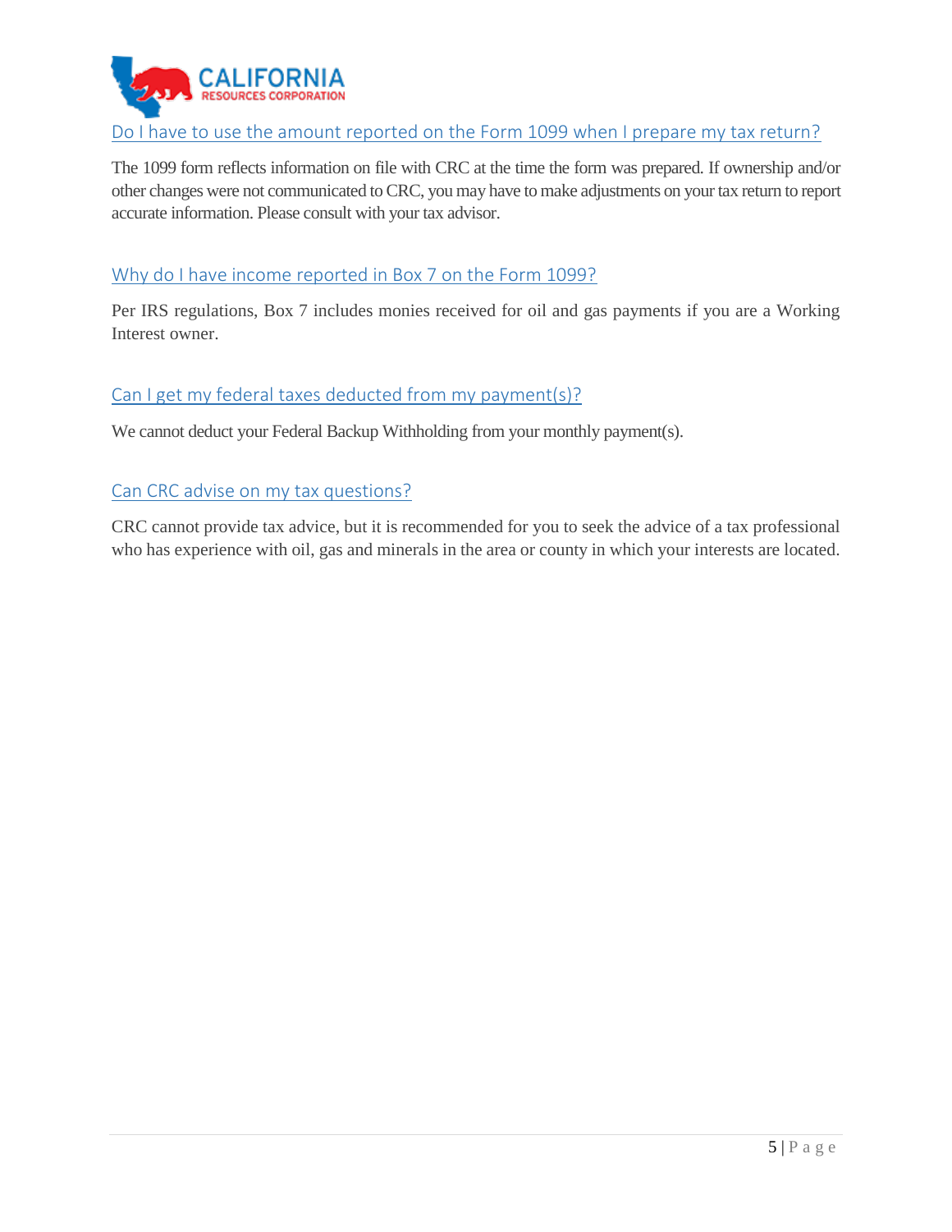## Do I have to use the amount reported on the Form 1099 when I prepare my tax return?

The 1099 form reflects information on file with CRC at the time the form was prepared. If ownership and/or other changes were not communicated to CRC, you may have to make adjustments on your tax return to report accurate information. Please consult with your tax advisor.

## Why do I have income reported in Box 7 on the Form 1099?

Per IRS regulations, Box 7 includes monies received for oil and gas payments if you are a Working Interest owner.

## Can I get my federal taxes deducted from my payment(s)?

We cannot deduct your Federal Backup Withholding from your monthly payment(s).

## Can CRC advise on my tax questions?

CRC cannot provide tax advice, but it is recommended for you to seek the advice of a tax professional who has experience with oil, gas and minerals in the area or county in which your interests are located.